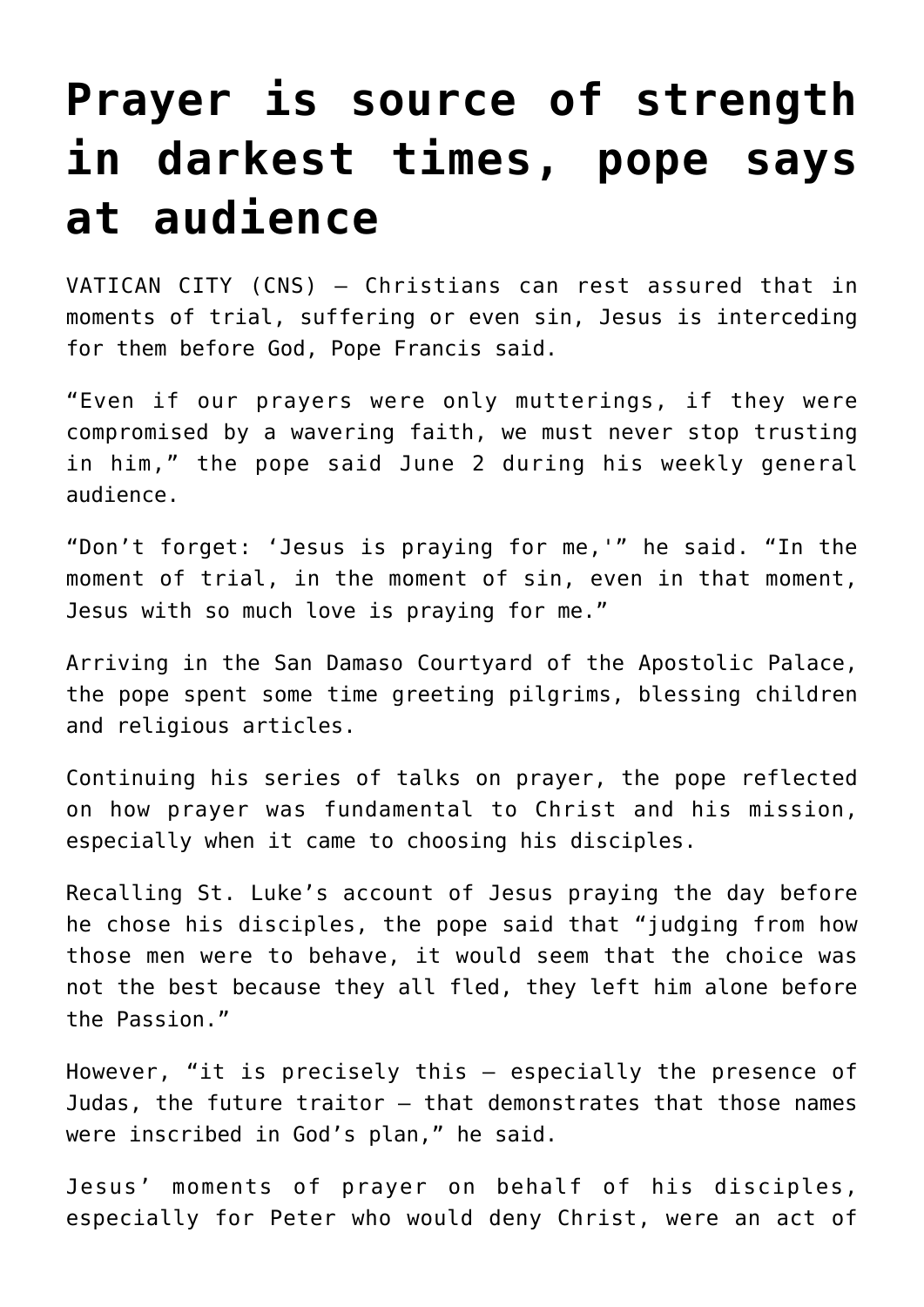# Prayer is source of strength in darkest times, pope says at audience

VATICAN CITY (CNS) — Christians can rest assured that in moments of trial, suffering or even sin, Jesus is interceding for them before God, Pope Francis said.

"Even if our prayers were only mutterings, if they were compromised by a wavering faith, we must never stop trusting in him," the pope said June 2 during his weekly general audience.

"Don't forget: 'Jesus is praying for me,'" he said. "In the moment of trial, in the moment of sin, even in that moment, Jesus with so much love is praying for me."

Arriving in the San Damaso Courtyard of the Apostolic Palace, the pope spent some time greeting pilgrims, blessing children and religious articles.

Continuing his series of talks on prayer, the pope reflected on how prayer was fundamental to Christ and his mission, especially when it came to choosing his disciples.

Recalling St. Luke's account of Jesus praying the day before he chose his disciples, the pope said that "judging from how those men were to behave, it would seem that the choice was not the best because they all fled, they left him alone before the Passion."

However, "it is precisely this — especially the presence of Judas, the future traitor — that demonstrates that those names were inscribed in God's plan," he said.

Jesus' moments of prayer on behalf of his disciples, especially for Peter who would deny Christ, were an act of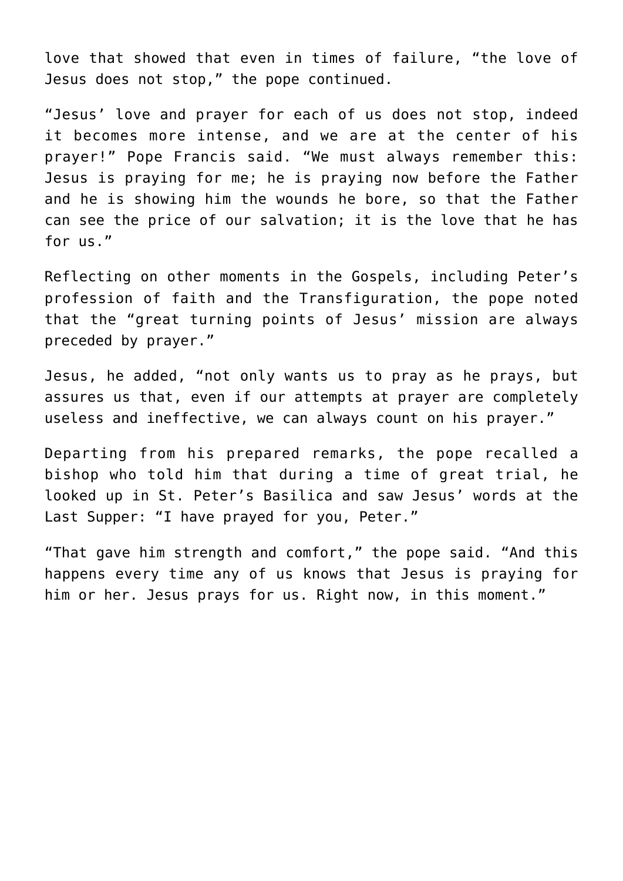love that showed that even in times of failure, “the love of Jesus does not stop,” the pope continued.

“Jesus’ love and prayer for each of us does not stop, indeed it becomes more intense, and we are at the center of his prayer!” Pope Francis said. “We must always remember this: Jesus is praying for me; he is praying now before the Father and he is showing him the wounds he bore, so that the Father can see the price of our salvation; it is the love that he has for us.”

Reflecting on other moments in the Gospels, including Peter’s profession of faith and the Transfiguration, the pope noted that the “great turning points of Jesus’ mission are always preceded by prayer.”

Jesus, he added, “not only wants us to pray as he prays, but assures us that, even if our attempts at prayer are completely useless and ineffective, we can always count on his prayer.”

Departing from his prepared remarks, the pope recalled a bishop who told him that during a time of great trial, he looked up in St. Peter’s Basilica and saw Jesus’ words at the Last Supper: “I have prayed for you, Peter.”

“That gave him strength and comfort,” the pope said. “And this happens every time any of us knows that Jesus is praying for him or her. Jesus prays for us. Right now, in this moment.”